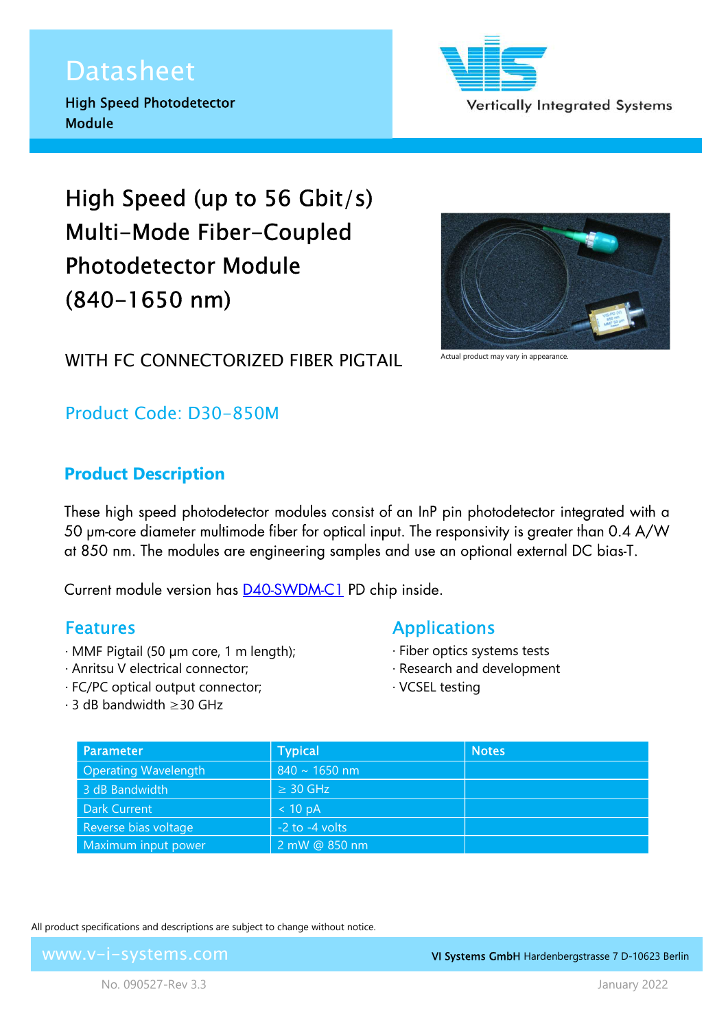# Datasheet

**High Speed Photodetector Module**

Vertically Integrated Systems

## High Speed (up to 56 Gbit/s) Multi-Mode Fiber-Coupled Photodetector Module (840-1650 nm)

WITH FC CONNECTORIZED FIBER PIGTAIL

Actual product may vary in appearance.

Product Code: D30-850M

## Product Description

These high speed photodetector modules consist of an InP pin photodetector integrated with a 50 µm-core diameter multimode fiber for optical input. The responsivity is greater than 0.4 A/W at 850 nm. The modules are engineering samples and use an optional external DC bias-T.

Current module version has D40-SWDM-C1 PD chip inside.

### Features

- MMF Pigtail (50 µm core, 1 m length);
- Anritsu V electrical connector;
- FC/PC optical output connector;
- 3 dB bandwidth ≥30 GHz

### Applications

- Fiber optics systems tests
- Research and development
- VCSEL testing

| Parameter | Typical | Notes |
|---|---|---|
| Operating Wavelength | 840 ~ 1650 nm | |
| 3 dB Bandwidth | ≥ 30 GHz | |
| Dark Current | < 10 pA | |
| Reverse bias voltage | -2 to -4 volts | |
| Maximum input power | 2 mW @ 850 nm | |

All product specifications and descriptions are subject to change without notice.

www.v-i-systems.com — **VI Systems GmbH** Hardenbergstrasse 7 D-10623 Berlin

No. 090527-Rev 3.3 — January 2022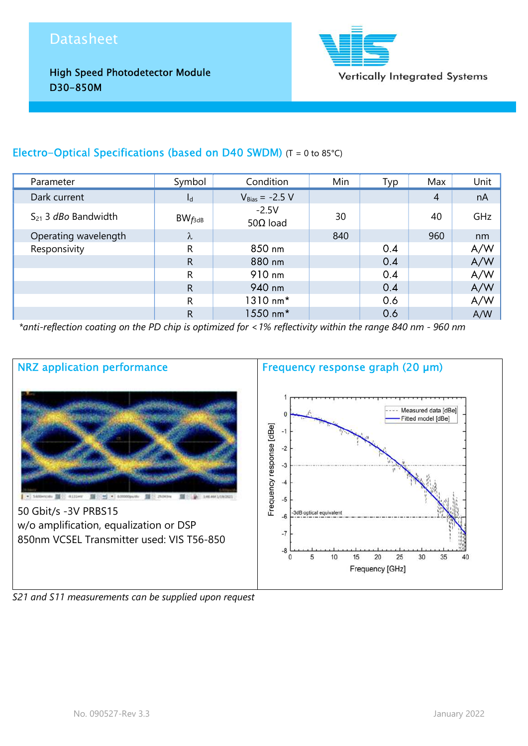# Datasheet

**High Speed Photodetector Module**
**D30-850M**

Vertically Integrated Systems

## Electro-Optical Specifications (based on D40 SWDM) (T = 0 to 85°C)

| Parameter | Symbol | Condition | Min | Typ | Max | Unit |
|---|---|---|---|---|---|---|
| Dark current | $I_d$ | $V_{Bias}$ = -2.5 V | | | 4 | nA |
| $S_{21}$ 3 *dBo* Bandwidth | $BW_{f3dB}$ | -2.5V 50Ω load | 30 | | 40 | GHz |
| Operating wavelength | λ | | 840 | | 960 | nm |
| Responsivity | R | 850 nm | | 0.4 | | A/W |
| | R | 880 nm | | 0.4 | | A/W |
| | R | 910 nm | | 0.4 | | A/W |
| | R | 940 nm | | 0.4 | | A/W |
| | R | 1310 nm* | | 0.6 | | A/W |
| | R | 1550 nm* | | 0.6 | | A/W |

*\*anti-reflection coating on the PD chip is optimized for <1% reflectivity within the range 840 nm - 960 nm*

## NRZ application performance

50 Gbit/s -3V PRBS15
w/o amplification, equalization or DSP
850nm VCSEL Transmitter used: VIS T56-850

## Frequency response graph (20 µm)

*S21 and S11 measurements can be supplied upon request*

No. 090527-Rev 3.3

January 2022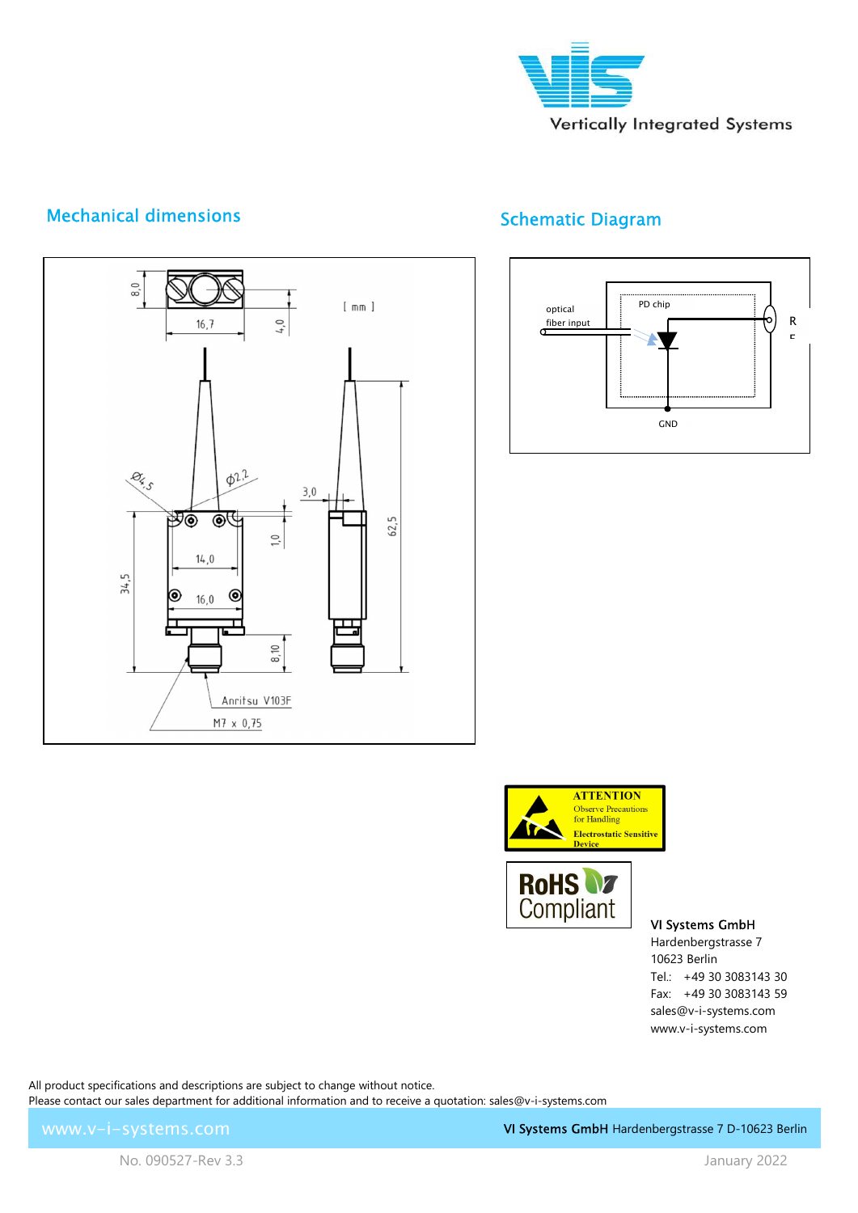## Mechanical dimensions

[ mm ]

8,0

16,7

4,0

Ø4,5

ϕ2,2

3,0

1,0

14,0

34,5

16,0

62,5

8,10

Anritsu V103F

M7 x 0,75

## Schematic Diagram

optical fiber input

PD chip

R

GND

ATTENTION
Observe Precautions for Handling
Electrostatic Sensitive Device

RoHS Compliant

VI Systems GmbH
Hardenbergstrasse 7
10623 Berlin
Tel.: +49 30 3083143 30
Fax: +49 30 3083143 59
sales@v-i-systems.com
www.v-i-systems.com

All product specifications and descriptions are subject to change without notice.
Please contact our sales department for additional information and to receive a quotation: sales@v-i-systems.com

No. 090527-Rev 3.3

January 2022